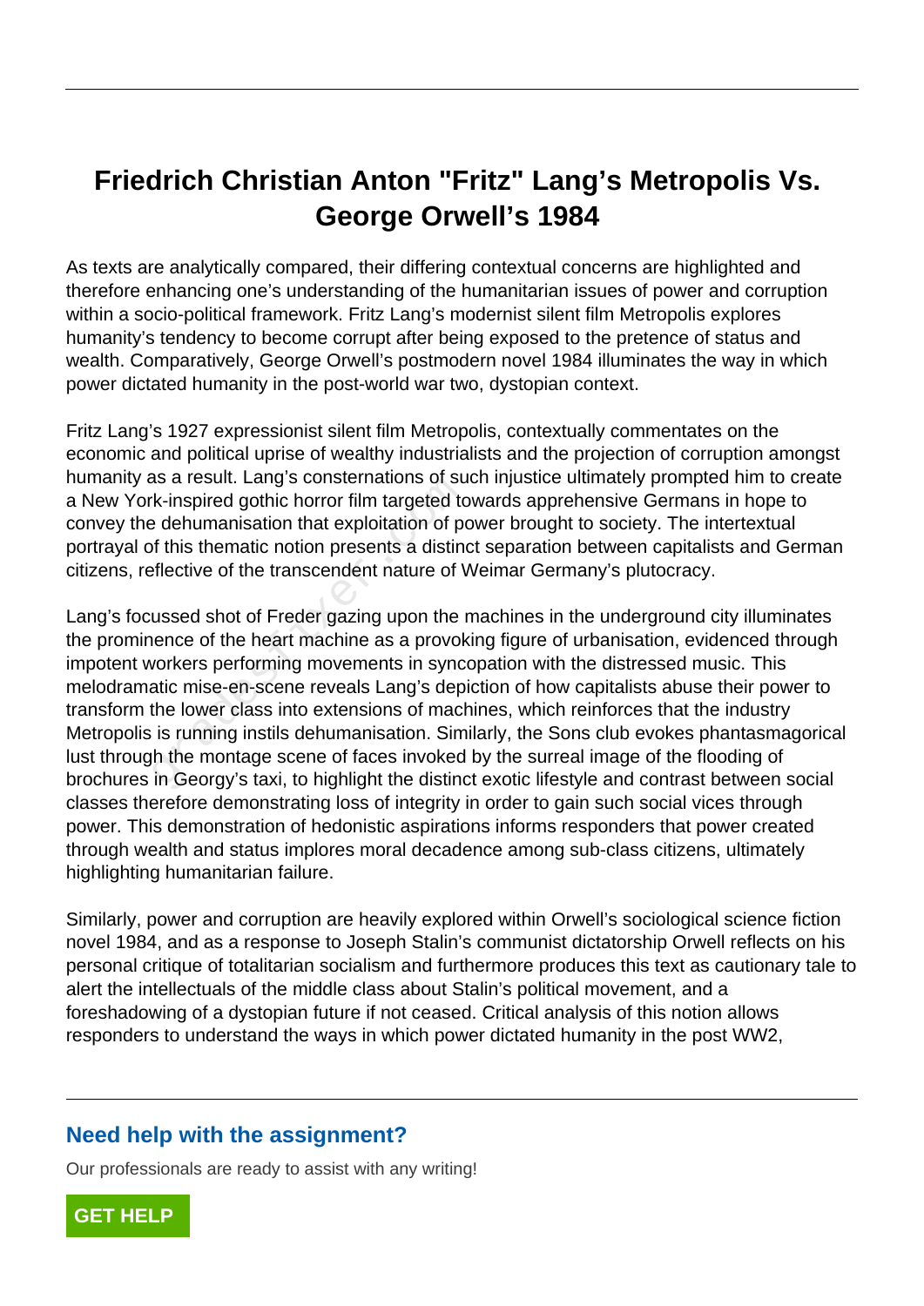# Friedrich Christian Anton "Fritz" Lang's Metropolis Vs. George Orwell's 1984

As texts are analytically compared, their differing contextual concerns are highlighted and therefore enhancing one's understanding of the humanitarian issues of power and corruption within a socio-political framework. Fritz Lang's modernist silent film Metropolis explores humanity's tendency to become corrupt after being exposed to the pretence of status and wealth. Comparatively, George Orwell's postmodern novel 1984 illuminates the way in which power dictated humanity in the post-world war two, dystopian context.

Fritz Lang's 1927 expressionist silent film Metropolis, contextually commentates on the economic and political uprise of wealthy industrialists and the projection of corruption amongst humanity as a result. Lang's consternations of such injustice ultimately prompted him to create a New York-inspired gothic horror film targeted towards apprehensive Germans in hope to convey the dehumanisation that exploitation of power brought to society. The intertextual portrayal of this thematic notion presents a distinct separation between capitalists and German citizens, reflective of the transcendent nature of Weimar Germany's plutocracy.

Lang's focussed shot of Freder gazing upon the machines in the underground city illuminates the prominence of the heart machine as a provoking figure of urbanisation, evidenced through impotent workers performing movements in syncopation with the distressed music. This melodramatic mise-en-scene reveals Lang's depiction of how capitalists abuse their power to transform the lower class into extensions of machines, which reinforces that the industry Metropolis is running instils dehumanisation. Similarly, the Sons club evokes phantasmagorical lust through the montage scene of faces invoked by the surreal image of the flooding of brochures in Georgy's taxi, to highlight the distinct exotic lifestyle and contrast between social classes therefore demonstrating loss of integrity in order to gain such social vices through power. This demonstration of hedonistic aspirations informs responders that power created through wealth and status implores moral decadence among sub-class citizens, ultimately highlighting humanitarian failure.

Similarly, power and corruption are heavily explored within Orwell's sociological science fiction novel 1984, and as a response to Joseph Stalin's communist dictatorship Orwell reflects on his personal critique of totalitarian socialism and furthermore produces this text as cautionary tale to alert the intellectuals of the middle class about Stalin's political movement, and a foreshadowing of a dystopian future if not ceased. Critical analysis of this notion allows responders to understand the ways in which power dictated humanity in the post WW2,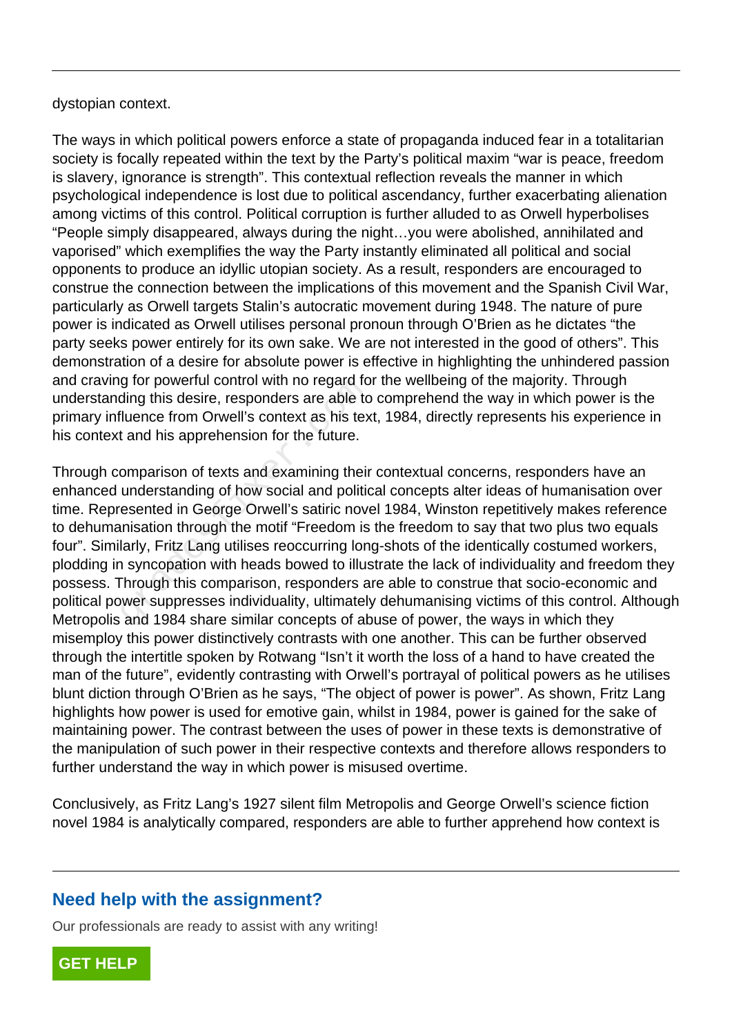dystopian context.

The ways in which political powers enforce a state of propaganda induced fear in a totalitarian society is focally repeated within the text by the Party's political maxim "war is peace, freedom is slavery, ignorance is strength". This contextual reflection reveals the manner in which psychological independence is lost due to political ascendancy, further exacerbating alienation among victims of this control. Political corruption is further alluded to as Orwell hyperbolises "People simply disappeared, always during the night…you were abolished, annihilated and vaporised" which exemplifies the way the Party instantly eliminated all political and social opponents to produce an idyllic utopian society. As a result, responders are encouraged to construe the connection between the implications of this movement and the Spanish Civil War, particularly as Orwell targets Stalin's autocratic movement during 1948. The nature of pure power is indicated as Orwell utilises personal pronoun through O'Brien as he dictates "the party seeks power entirely for its own sake. We are not interested in the good of others". This demonstration of a desire for absolute power is effective in highlighting the unhindered passion and craving for powerful control with no regard for the wellbeing of the majority. Through understanding this desire, responders are able to comprehend the way in which power is the primary influence from Orwell's context as his text, 1984, directly represents his experience in his context and his apprehension for the future.

Through comparison of texts and examining their contextual concerns, responders have an enhanced understanding of how social and political concepts alter ideas of humanisation over time. Represented in George Orwell's satiric novel 1984, Winston repetitively makes reference to dehumanisation through the motif "Freedom is the freedom to say that two plus two equals four". Similarly, Fritz Lang utilises reoccurring long-shots of the identically costumed workers, plodding in syncopation with heads bowed to illustrate the lack of individuality and freedom they possess. Through this comparison, responders are able to construe that socio-economic and political power suppresses individuality, ultimately dehumanising victims of this control. Although Metropolis and 1984 share similar concepts of abuse of power, the ways in which they misemploy this power distinctively contrasts with one another. This can be further observed through the intertitle spoken by Rotwang "Isn't it worth the loss of a hand to have created the man of the future", evidently contrasting with Orwell's portrayal of political powers as he utilises blunt diction through O'Brien as he says, "The object of power is power". As shown, Fritz Lang highlights how power is used for emotive gain, whilst in 1984, power is gained for the sake of maintaining power. The contrast between the uses of power in these texts is demonstrative of the manipulation of such power in their respective contexts and therefore allows responders to further understand the way in which power is misused overtime.

Conclusively, as Fritz Lang's 1927 silent film Metropolis and George Orwell's science fiction novel 1984 is analytically compared, responders are able to further apprehend how context is

## Need help with the assignment?

Our professionals are ready to assist with any writing!

GET HELP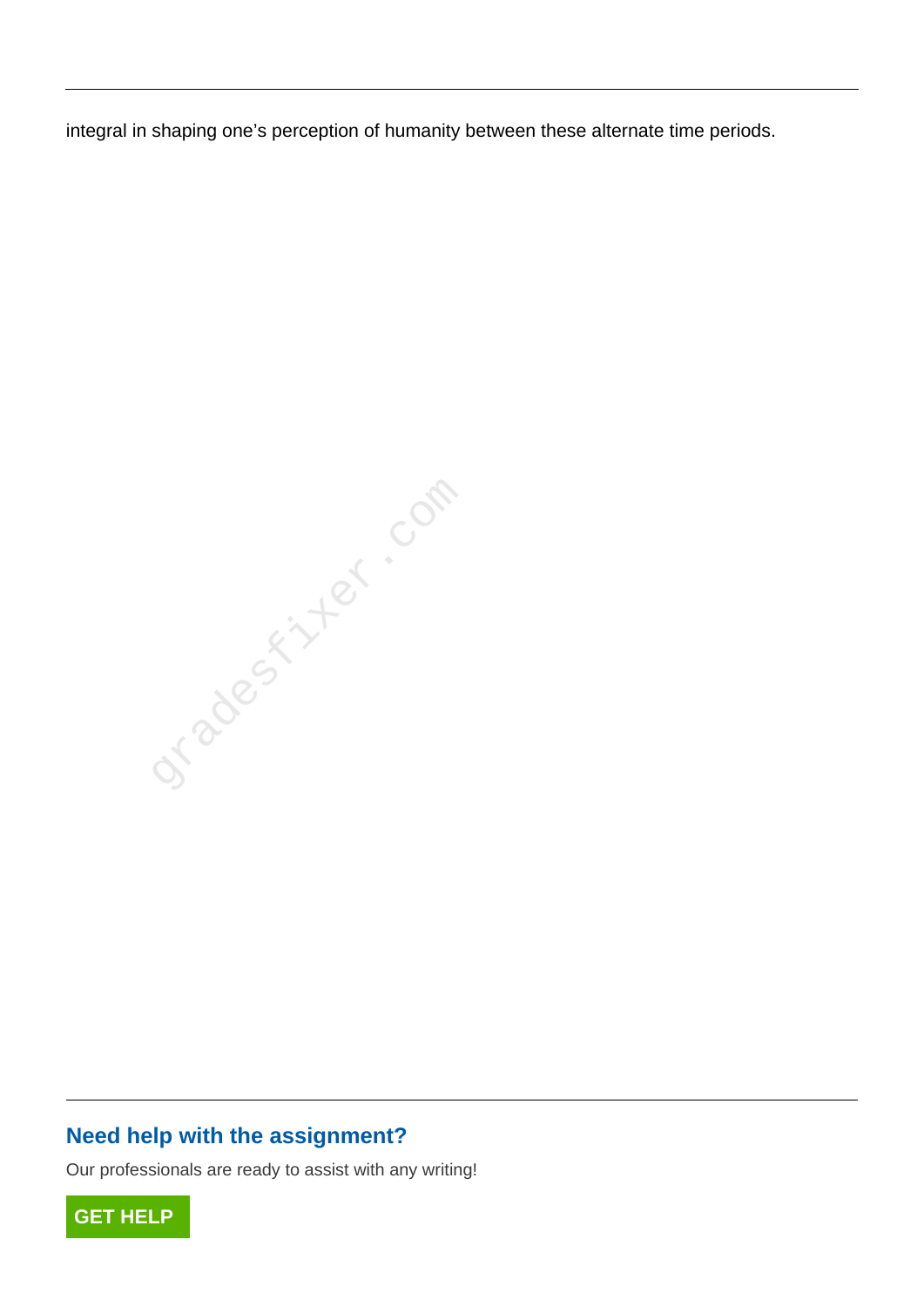integral in shaping one's perception of humanity between these alternate time periods.

## Need help with the assignment?

Our professionals are ready to assist with any writing!

**GET HELP**